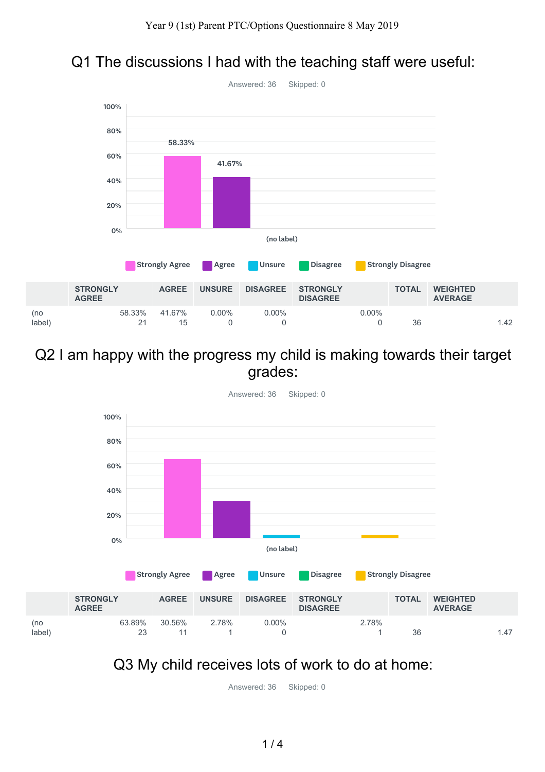Year 9 (1st) Parent PTC/Options Questionnaire 8 May 2019

## Q1 The discussions I had with the teaching staff were useful:

Answered: 36 Skipped: 0

| | STRONGLY AGREE | AGREE | UNSURE | DISAGREE | STRONGLY DISAGREE | TOTAL | WEIGHTED AVERAGE |
|---|---|---|---|---|---|---|---|
| (no label) | 58.33% 21 | 41.67% 15 | 0.00% 0 | 0.00% 0 | 0.00% 0 | 36 | 1.42 |

## Q2 I am happy with the progress my child is making towards their target grades:

Answered: 36 Skipped: 0

| | STRONGLY AGREE | AGREE | UNSURE | DISAGREE | STRONGLY DISAGREE | TOTAL | WEIGHTED AVERAGE |
|---|---|---|---|---|---|---|---|
| (no label) | 63.89% 23 | 30.56% 11 | 2.78% 1 | 0.00% 0 | 2.78% 1 | 36 | 1.47 |

## Q3 My child receives lots of work to do at home:

Answered: 36 Skipped: 0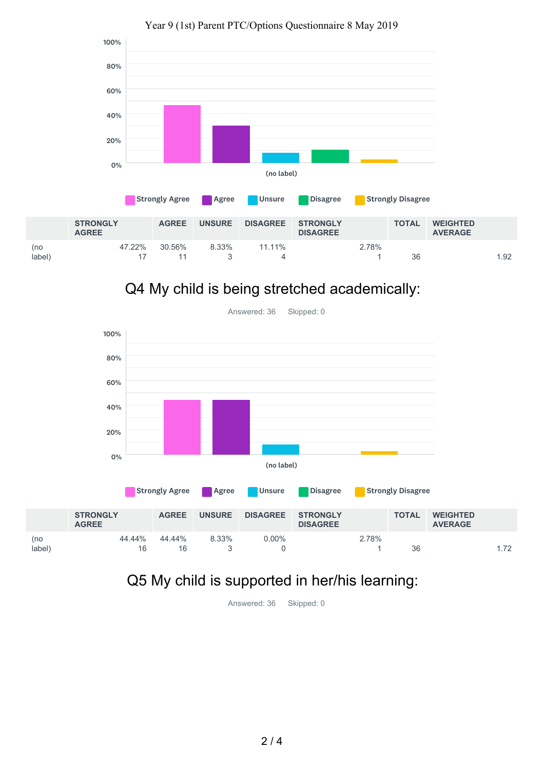Year 9 (1st) Parent PTC/Options Questionnaire 8 May 2019

| | STRONGLY AGREE | AGREE | UNSURE | DISAGREE | STRONGLY DISAGREE | TOTAL | WEIGHTED AVERAGE |
|---|---|---|---|---|---|---|---|
| (no label) | 47.22% 17 | 30.56% 11 | 8.33% 3 | 11.11% 4 | 2.78% 1 | 36 | 1.92 |

## Q4 My child is being stretched academically:

Answered: 36 Skipped: 0

| | STRONGLY AGREE | AGREE | UNSURE | DISAGREE | STRONGLY DISAGREE | TOTAL | WEIGHTED AVERAGE |
|---|---|---|---|---|---|---|---|
| (no label) | 44.44% 16 | 44.44% 16 | 8.33% 3 | 0.00% 0 | 2.78% 1 | 36 | 1.72 |

## Q5 My child is supported in her/his learning:

Answered: 36 Skipped: 0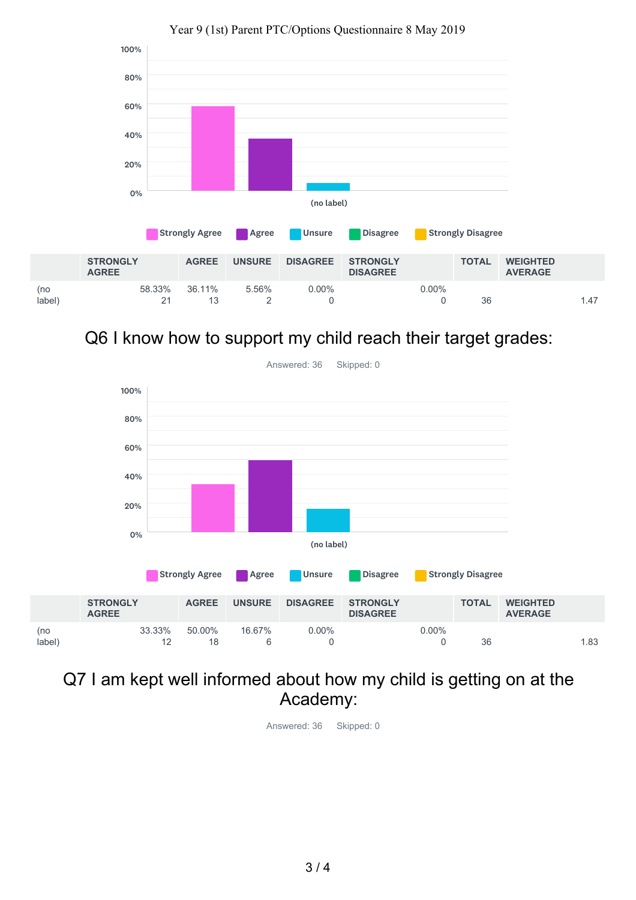Year 9 (1st) Parent PTC/Options Questionnaire 8 May 2019

|  | STRONGLY AGREE | AGREE | UNSURE | DISAGREE | STRONGLY DISAGREE | TOTAL | WEIGHTED AVERAGE |
|---|---|---|---|---|---|---|---|
| (no label) | 58.33%<br>21 | 36.11%<br>13 | 5.56%<br>2 | 0.00%<br>0 | 0.00%<br>0 | 36 | 1.47 |

## Q6 I know how to support my child reach their target grades:

Answered: 36 Skipped: 0

|  | STRONGLY AGREE | AGREE | UNSURE | DISAGREE | STRONGLY DISAGREE | TOTAL | WEIGHTED AVERAGE |
|---|---|---|---|---|---|---|---|
| (no label) | 33.33%<br>12 | 50.00%<br>18 | 16.67%<br>6 | 0.00%<br>0 | 0.00%<br>0 | 36 | 1.83 |

## Q7 I am kept well informed about how my child is getting on at the Academy:

Answered: 36 Skipped: 0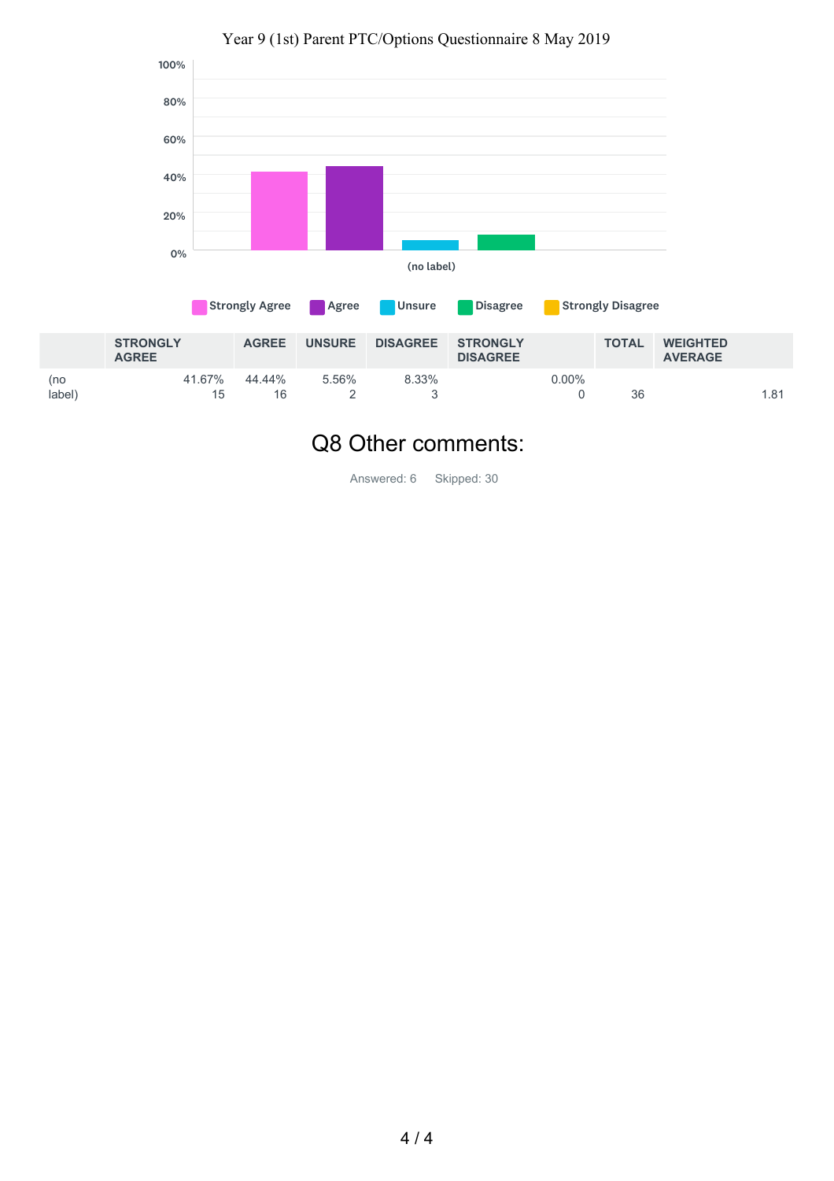Year 9 (1st) Parent PTC/Options Questionnaire 8 May 2019

100%
80%
60%
40%
20%
0%

(no label)

Strongly Agree Agree Unsure Disagree Strongly Disagree

| | STRONGLY AGREE | AGREE | UNSURE | DISAGREE | STRONGLY DISAGREE | TOTAL | WEIGHTED AVERAGE |
|---|---|---|---|---|---|---|---|
| (no label) | 41.67%<br>15 | 44.44%<br>16 | 5.56%<br>2 | 8.33%<br>3 | 0.00%<br>0 | 36 | 1.81 |

## Q8 Other comments:

Answered: 6 Skipped: 30